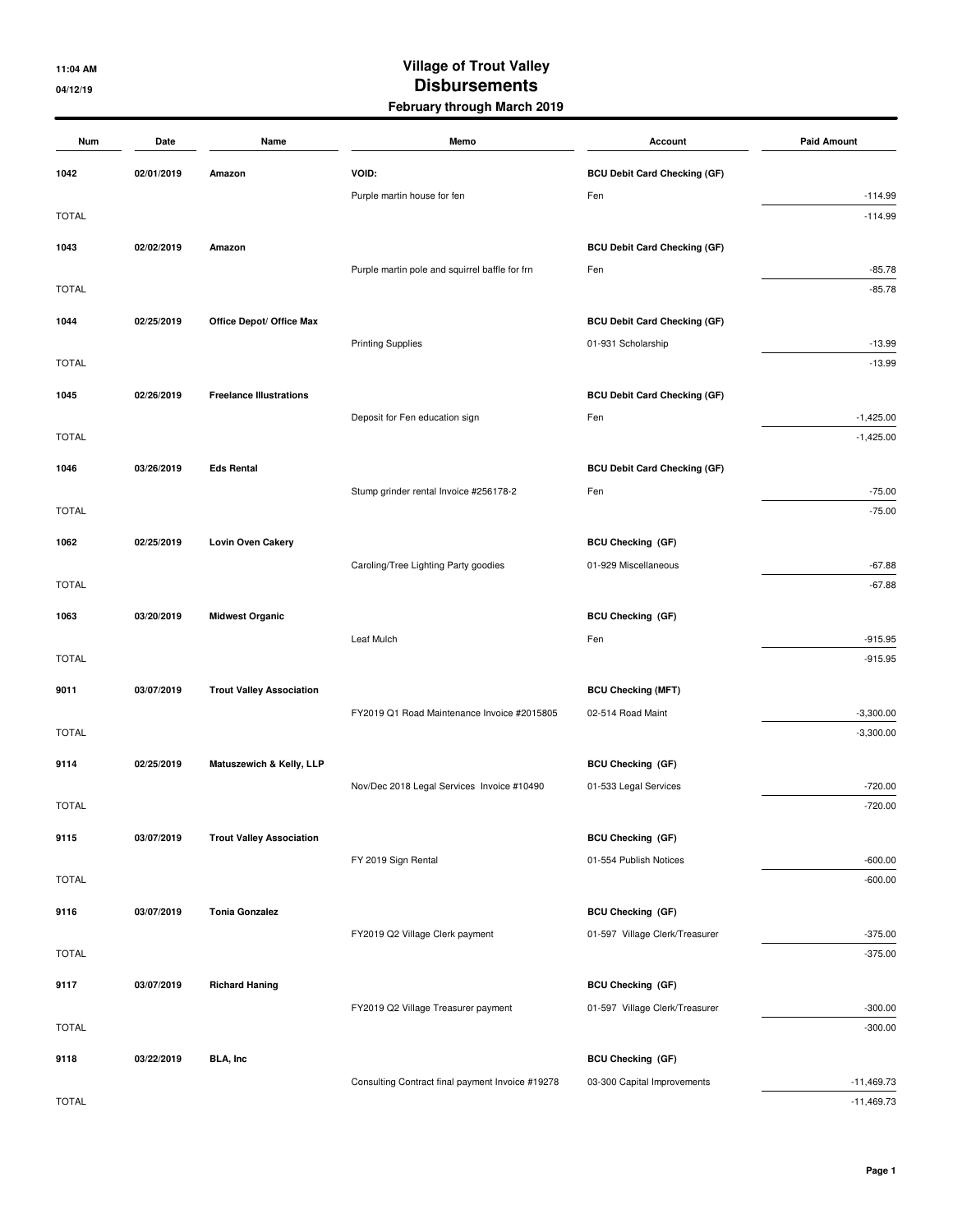11:04 AM

04/12/19

# Village of Trout Valley
## Disbursements
### February through March 2019

| Num | Date | Name | Memo | Account | Paid Amount |
|---|---|---|---|---|---|
| 1042 | 02/01/2019 | Amazon | VOID: | BCU Debit Card Checking (GF) | |
| | | | Purple martin house for fen | Fen | -114.99 |
| TOTAL | | | | | -114.99 |
| 1043 | 02/02/2019 | Amazon | | BCU Debit Card Checking (GF) | |
| | | | Purple martin pole and squirrel baffle for frn | Fen | -85.78 |
| TOTAL | | | | | -85.78 |
| 1044 | 02/25/2019 | Office Depot/ Office Max | | BCU Debit Card Checking (GF) | |
| | | | Printing Supplies | 01-931 Scholarship | -13.99 |
| TOTAL | | | | | -13.99 |
| 1045 | 02/26/2019 | Freelance Illustrations | | BCU Debit Card Checking (GF) | |
| | | | Deposit for Fen education sign | Fen | -1,425.00 |
| TOTAL | | | | | -1,425.00 |
| 1046 | 03/26/2019 | Eds Rental | | BCU Debit Card Checking (GF) | |
| | | | Stump grinder rental Invoice #256178-2 | Fen | -75.00 |
| TOTAL | | | | | -75.00 |
| 1062 | 02/25/2019 | Lovin Oven Cakery | | BCU Checking (GF) | |
| | | | Caroling/Tree Lighting Party goodies | 01-929 Miscellaneous | -67.88 |
| TOTAL | | | | | -67.88 |
| 1063 | 03/20/2019 | Midwest Organic | | BCU Checking (GF) | |
| | | | Leaf Mulch | Fen | -915.95 |
| TOTAL | | | | | -915.95 |
| 9011 | 03/07/2019 | Trout Valley Association | | BCU Checking (MFT) | |
| | | | FY2019 Q1 Road Maintenance Invoice #2015805 | 02-514 Road Maint | -3,300.00 |
| TOTAL | | | | | -3,300.00 |
| 9114 | 02/25/2019 | Matuszewich & Kelly, LLP | | BCU Checking (GF) | |
| | | | Nov/Dec 2018 Legal Services Invoice #10490 | 01-533 Legal Services | -720.00 |
| TOTAL | | | | | -720.00 |
| 9115 | 03/07/2019 | Trout Valley Association | | BCU Checking (GF) | |
| | | | FY 2019 Sign Rental | 01-554 Publish Notices | -600.00 |
| TOTAL | | | | | -600.00 |
| 9116 | 03/07/2019 | Tonia Gonzalez | | BCU Checking (GF) | |
| | | | FY2019 Q2 Village Clerk payment | 01-597 Village Clerk/Treasurer | -375.00 |
| TOTAL | | | | | -375.00 |
| 9117 | 03/07/2019 | Richard Haning | | BCU Checking (GF) | |
| | | | FY2019 Q2 Village Treasurer payment | 01-597 Village Clerk/Treasurer | -300.00 |
| TOTAL | | | | | -300.00 |
| 9118 | 03/22/2019 | BLA, Inc | | BCU Checking (GF) | |
| | | | Consulting Contract final payment Invoice #19278 | 03-300 Capital Improvements | -11,469.73 |
| TOTAL | | | | | -11,469.73 |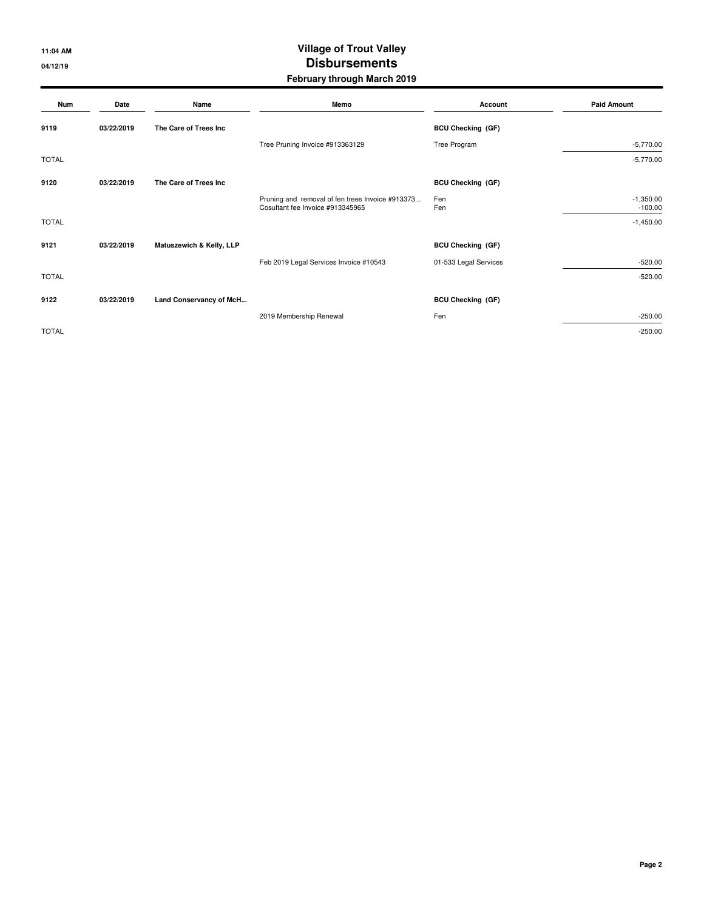# Village of Trout Valley
## Disbursements
### February through March 2019

11:04 AM
04/12/19

| Num | Date | Name | Memo | Account | Paid Amount |
|---|---|---|---|---|---|
| **9119** | **03/22/2019** | **The Care of Trees Inc** | | **BCU Checking (GF)** | |
| | | | Tree Pruning Invoice #913363129 | Tree Program | -5,770.00 |
| TOTAL | | | | | -5,770.00 |
| **9120** | **03/22/2019** | **The Care of Trees Inc** | | **BCU Checking (GF)** | |
| | | | Pruning and removal of fen trees Invoice #913373... | Fen | -1,350.00 |
| | | | Cosultant fee Invoice #913345965 | Fen | -100.00 |
| TOTAL | | | | | -1,450.00 |
| **9121** | **03/22/2019** | **Matuszewich & Kelly, LLP** | | **BCU Checking (GF)** | |
| | | | Feb 2019 Legal Services Invoice #10543 | 01-533 Legal Services | -520.00 |
| TOTAL | | | | | -520.00 |
| **9122** | **03/22/2019** | **Land Conservancy of McH...** | | **BCU Checking (GF)** | |
| | | | 2019 Membership Renewal | Fen | -250.00 |
| TOTAL | | | | | -250.00 |